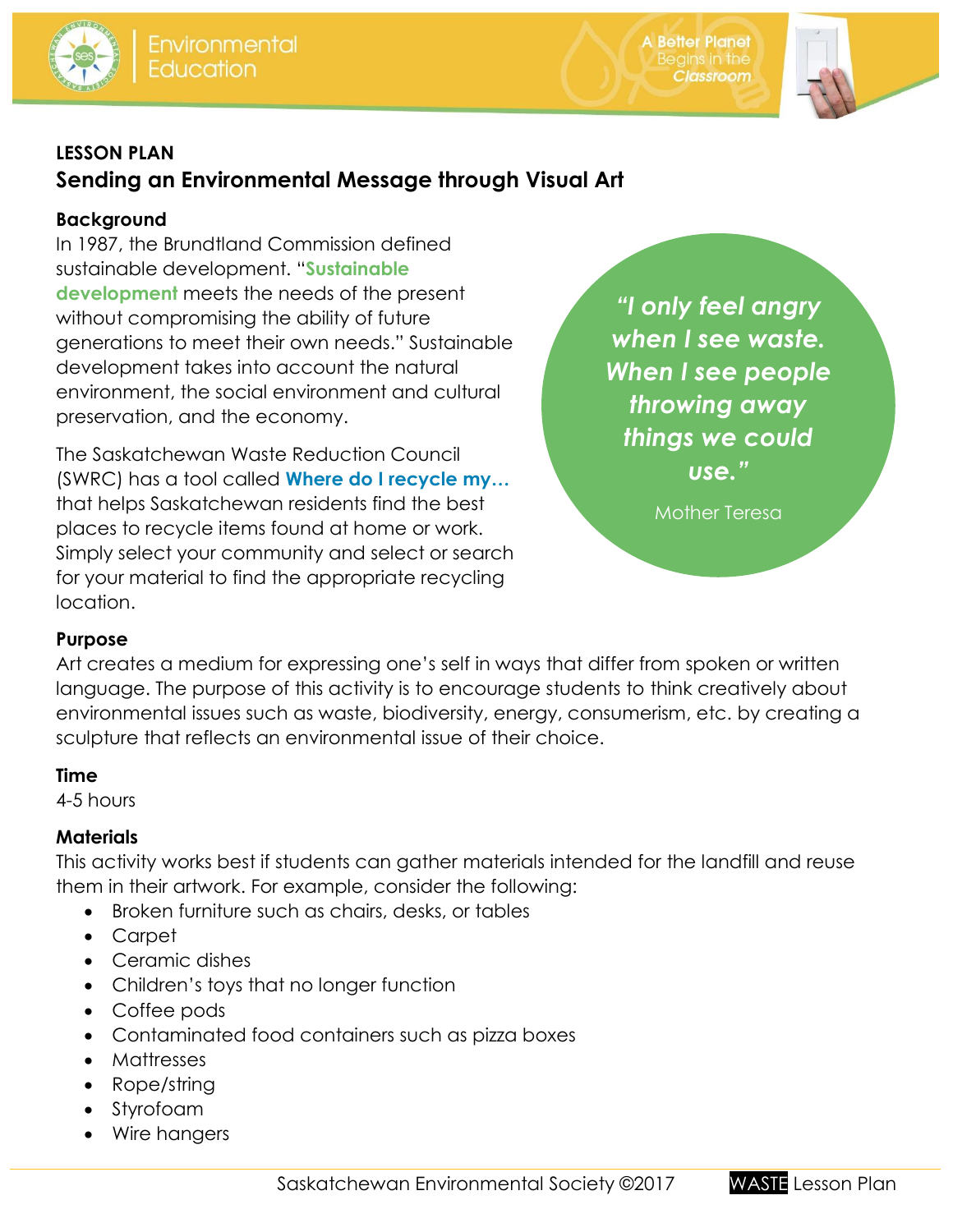LESSON PLAN

# Sending an Environmental Message through Visual Art

## Background

In 1987, the Brundtland Commission defined sustainable development. "**Sustainable development** meets the needs of the present without compromising the ability of future generations to meet their own needs." Sustainable development takes into account the natural environment, the social environment and cultural preservation, and the economy.

The Saskatchewan Waste Reduction Council (SWRC) has a tool called **Where do I recycle my…** that helps Saskatchewan residents find the best places to recycle items found at home or work. Simply select your community and select or search for your material to find the appropriate recycling location.

> ***"I only feel angry when I see waste. When I see people throwing away things we could use."***
>
> Mother Teresa

## Purpose

Art creates a medium for expressing one's self in ways that differ from spoken or written language. The purpose of this activity is to encourage students to think creatively about environmental issues such as waste, biodiversity, energy, consumerism, etc. by creating a sculpture that reflects an environmental issue of their choice.

## Time

4-5 hours

## Materials

This activity works best if students can gather materials intended for the landfill and reuse them in their artwork. For example, consider the following:

- Broken furniture such as chairs, desks, or tables
- Carpet
- Ceramic dishes
- Children's toys that no longer function
- Coffee pods
- Contaminated food containers such as pizza boxes
- Mattresses
- Rope/string
- Styrofoam
- Wire hangers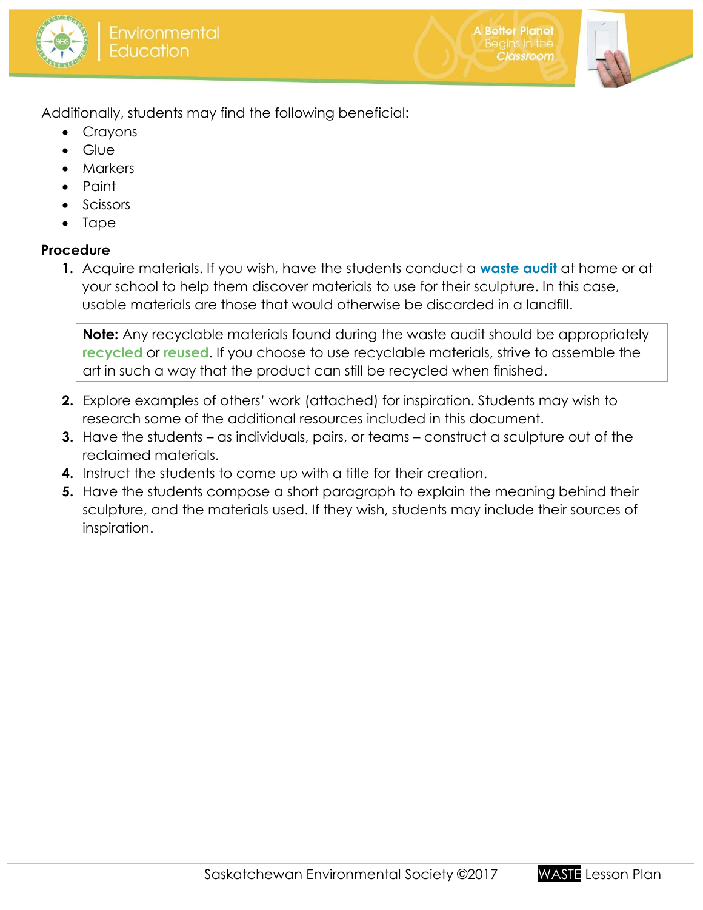Additionally, students may find the following beneficial:

- Crayons
- Glue
- Markers
- Paint
- Scissors
- Tape

**Procedure**

1. Acquire materials. If you wish, have the students conduct a **waste audit** at home or at your school to help them discover materials to use for their sculpture. In this case, usable materials are those that would otherwise be discarded in a landfill.

   **Note:** Any recyclable materials found during the waste audit should be appropriately **recycled** or **reused**. If you choose to use recyclable materials, strive to assemble the art in such a way that the product can still be recycled when finished.

2. Explore examples of others' work (attached) for inspiration. Students may wish to research some of the additional resources included in this document.
3. Have the students – as individuals, pairs, or teams – construct a sculpture out of the reclaimed materials.
4. Instruct the students to come up with a title for their creation.
5. Have the students compose a short paragraph to explain the meaning behind their sculpture, and the materials used. If they wish, students may include their sources of inspiration.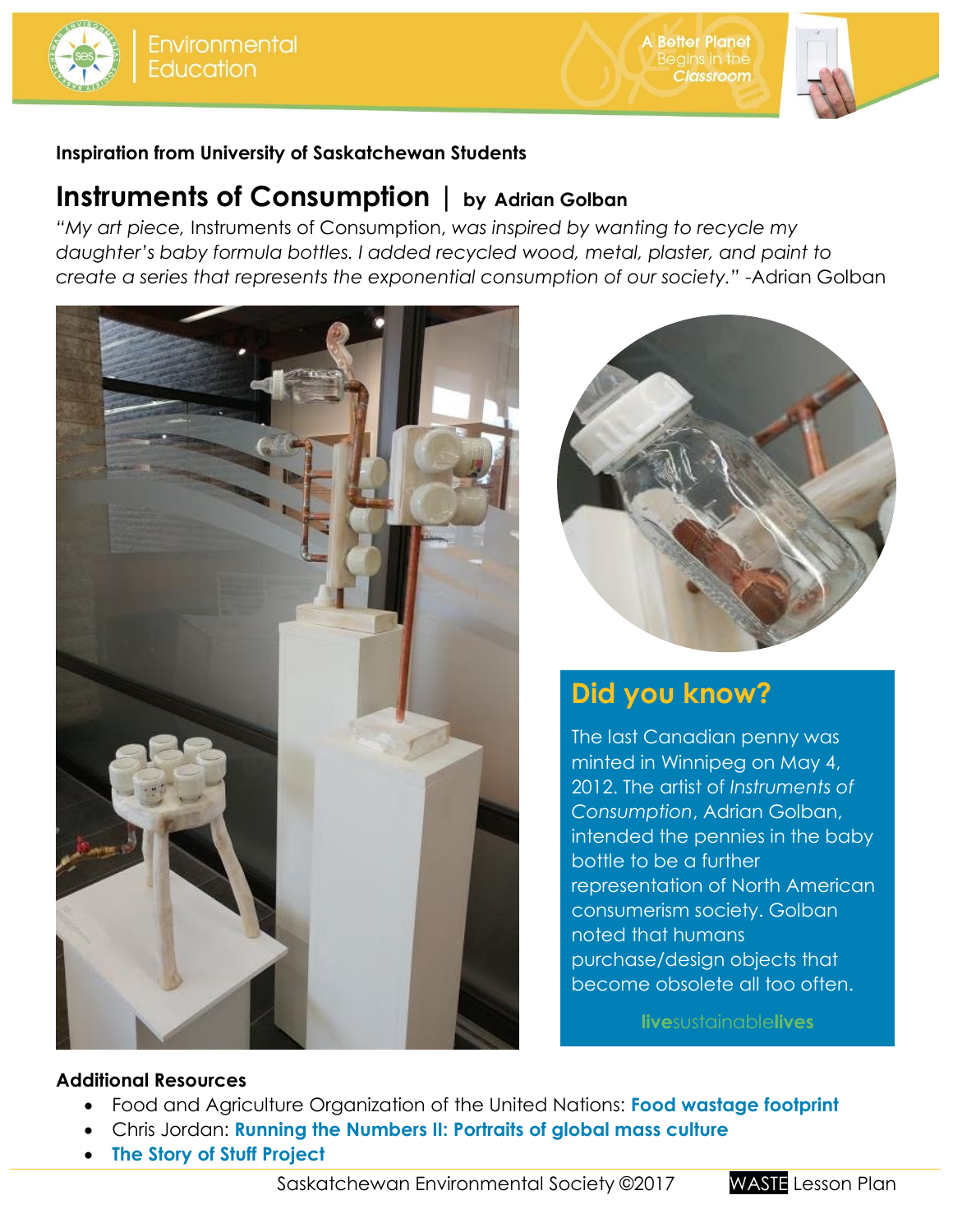**Inspiration from University of Saskatchewan Students**

# Instruments of Consumption | by Adrian Golban

*"My art piece,* Instruments of Consumption, *was inspired by wanting to recycle my daughter's baby formula bottles. I added recycled wood, metal, plaster, and paint to create a series that represents the exponential consumption of our society."* -Adrian Golban

## Did you know?

The last Canadian penny was minted in Winnipeg on May 4, 2012. The artist of *Instruments of Consumption*, Adrian Golban, intended the pennies in the baby bottle to be a further representation of North American consumerism society. Golban noted that humans purchase/design objects that become obsolete all too often.

**live**sustainable**lives**

**Additional Resources**

- Food and Agriculture Organization of the United Nations: **Food wastage footprint**
- Chris Jordan: **Running the Numbers II: Portraits of global mass culture**
- **The Story of Stuff Project**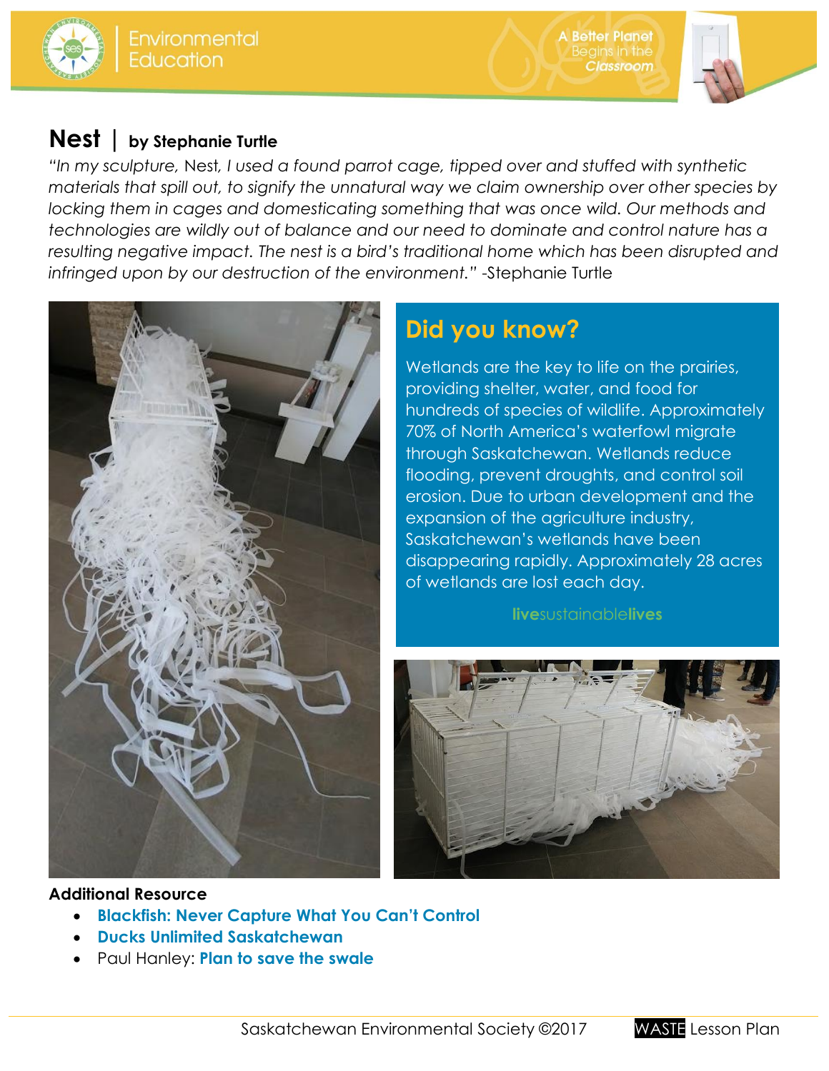# Nest | by Stephanie Turtle

*"In my sculpture,* Nest, *I used a found parrot cage, tipped over and stuffed with synthetic materials that spill out, to signify the unnatural way we claim ownership over other species by locking them in cages and domesticating something that was once wild. Our methods and technologies are wildly out of balance and our need to dominate and control nature has a resulting negative impact. The nest is a bird's traditional home which has been disrupted and infringed upon by our destruction of the environment."* -Stephanie Turtle

## Did you know?

Wetlands are the key to life on the prairies, providing shelter, water, and food for hundreds of species of wildlife. Approximately 70% of North America's waterfowl migrate through Saskatchewan. Wetlands reduce flooding, prevent droughts, and control soil erosion. Due to urban development and the expansion of the agriculture industry, Saskatchewan's wetlands have been disappearing rapidly. Approximately 28 acres of wetlands are lost each day.

**live**sustainable**lives**

**Additional Resource**

- **Blackfish: Never Capture What You Can't Control**
- **Ducks Unlimited Saskatchewan**
- Paul Hanley: **Plan to save the swale**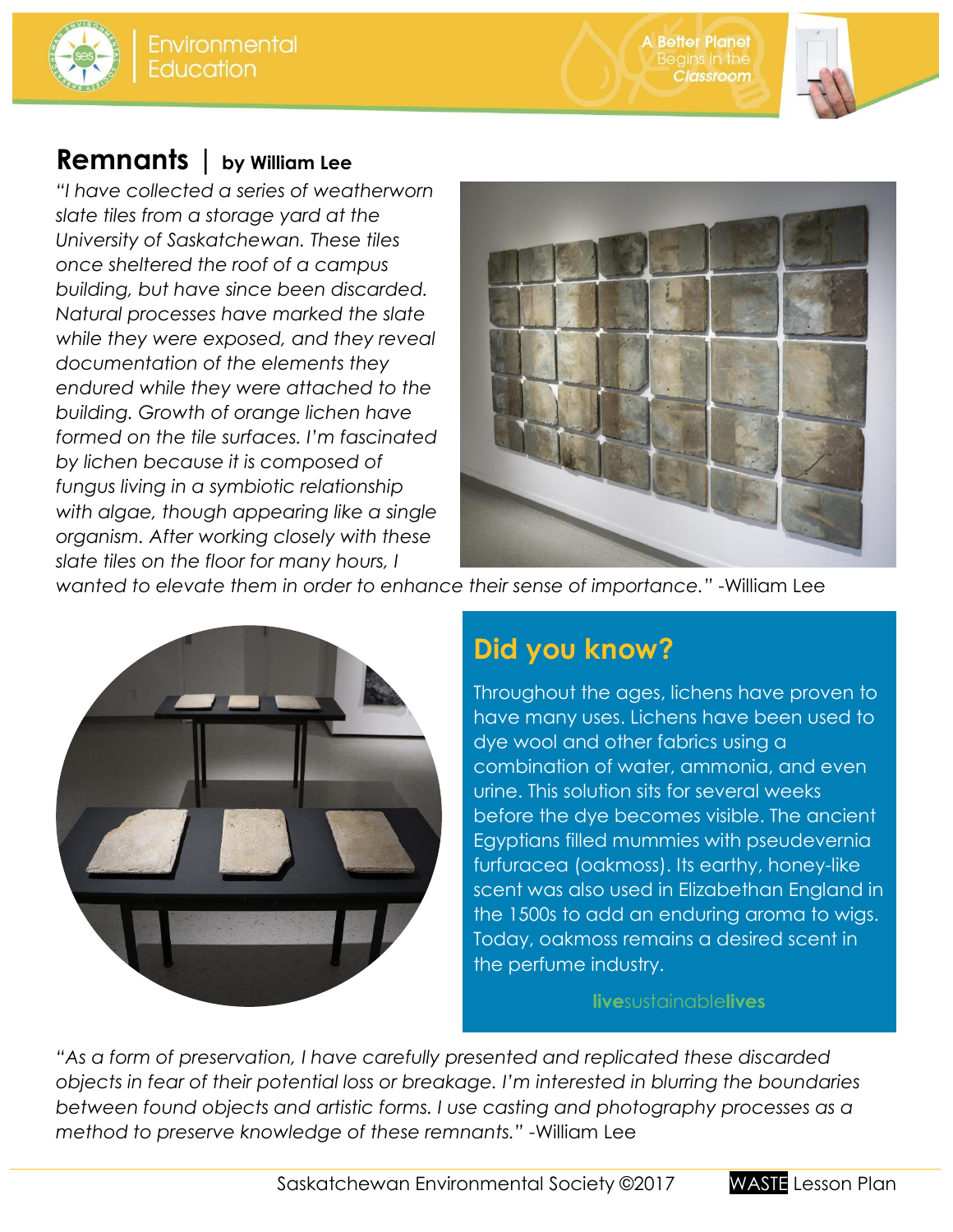## Remnants | by William Lee

*"I have collected a series of weatherworn slate tiles from a storage yard at the University of Saskatchewan. These tiles once sheltered the roof of a campus building, but have since been discarded. Natural processes have marked the slate while they were exposed, and they reveal documentation of the elements they endured while they were attached to the building. Growth of orange lichen have formed on the tile surfaces. I'm fascinated by lichen because it is composed of fungus living in a symbiotic relationship with algae, though appearing like a single organism. After working closely with these slate tiles on the floor for many hours, I wanted to elevate them in order to enhance their sense of importance."* -William Lee

### Did you know?

Throughout the ages, lichens have proven to have many uses. Lichens have been used to dye wool and other fabrics using a combination of water, ammonia, and even urine. This solution sits for several weeks before the dye becomes visible. The ancient Egyptians filled mummies with pseudevernia furfuracea (oakmoss). Its earthy, honey-like scent was also used in Elizabethan England in the 1500s to add an enduring aroma to wigs. Today, oakmoss remains a desired scent in the perfume industry.

**live**sustainable**lives**

*"As a form of preservation, I have carefully presented and replicated these discarded objects in fear of their potential loss or breakage. I'm interested in blurring the boundaries between found objects and artistic forms. I use casting and photography processes as a method to preserve knowledge of these remnants."* -William Lee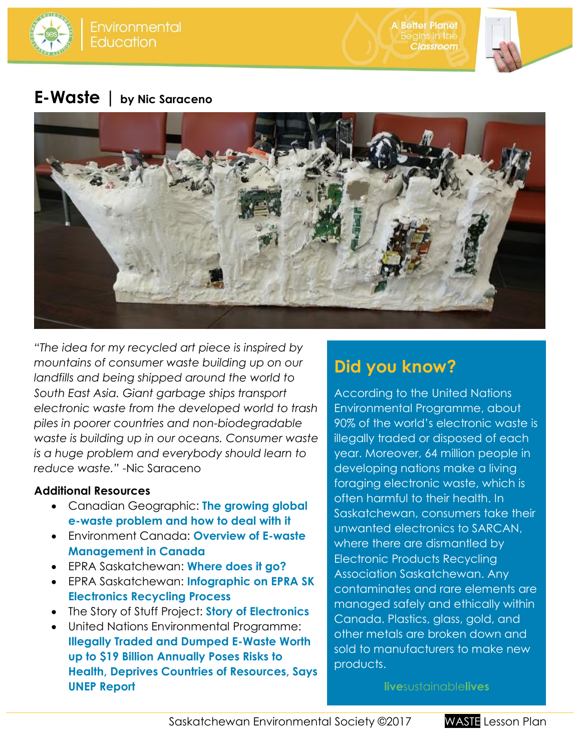# E-Waste | by Nic Saraceno

*"The idea for my recycled art piece is inspired by mountains of consumer waste building up on our landfills and being shipped around the world to South East Asia. Giant garbage ships transport electronic waste from the developed world to trash piles in poorer countries and non-biodegradable waste is building up in our oceans. Consumer waste is a huge problem and everybody should learn to reduce waste."* -Nic Saraceno

**Additional Resources**

- Canadian Geographic: **The growing global e-waste problem and how to deal with it**
- Environment Canada: **Overview of E-waste Management in Canada**
- EPRA Saskatchewan: **Where does it go?**
- EPRA Saskatchewan: **Infographic on EPRA SK Electronics Recycling Process**
- The Story of Stuff Project: **Story of Electronics**
- United Nations Environmental Programme: **Illegally Traded and Dumped E-Waste Worth up to $19 Billion Annually Poses Risks to Health, Deprives Countries of Resources, Says UNEP Report**

## Did you know?

According to the United Nations Environmental Programme, about 90% of the world's electronic waste is illegally traded or disposed of each year. Moreover, 64 million people in developing nations make a living foraging electronic waste, which is often harmful to their health. In Saskatchewan, consumers take their unwanted electronics to SARCAN, where there are dismantled by Electronic Products Recycling Association Saskatchewan. Any contaminates and rare elements are managed safely and ethically within Canada. Plastics, glass, gold, and other metals are broken down and sold to manufacturers to make new products.

**live**sustainable**lives**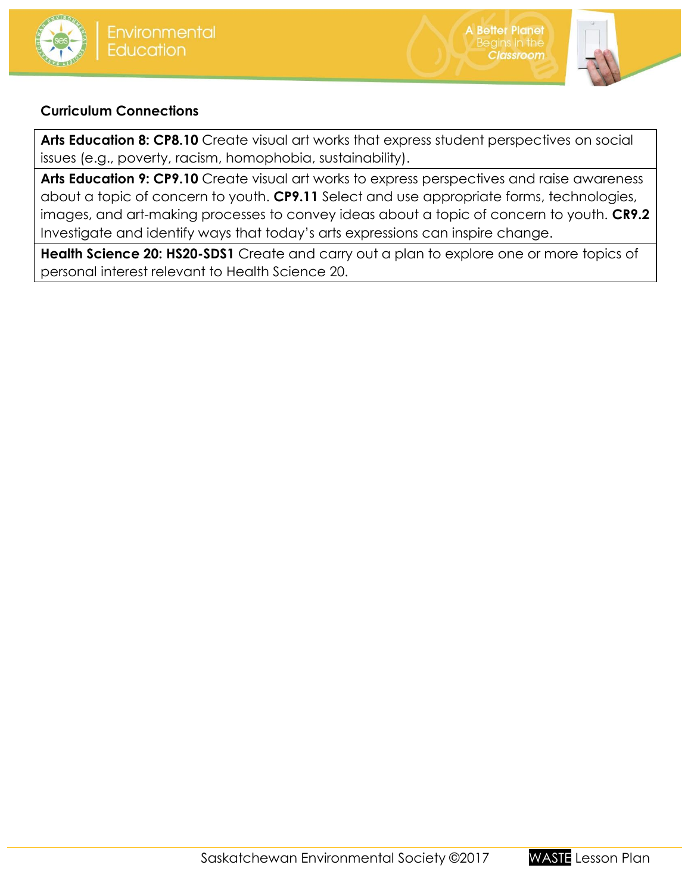**Curriculum Connections**

| |
|---|
| **Arts Education 8: CP8.10** Create visual art works that express student perspectives on social issues (e.g., poverty, racism, homophobia, sustainability). |
| **Arts Education 9: CP9.10** Create visual art works to express perspectives and raise awareness about a topic of concern to youth. **CP9.11** Select and use appropriate forms, technologies, images, and art-making processes to convey ideas about a topic of concern to youth. **CR9.2** Investigate and identify ways that today's arts expressions can inspire change. |
| **Health Science 20: HS20-SDS1** Create and carry out a plan to explore one or more topics of personal interest relevant to Health Science 20. |